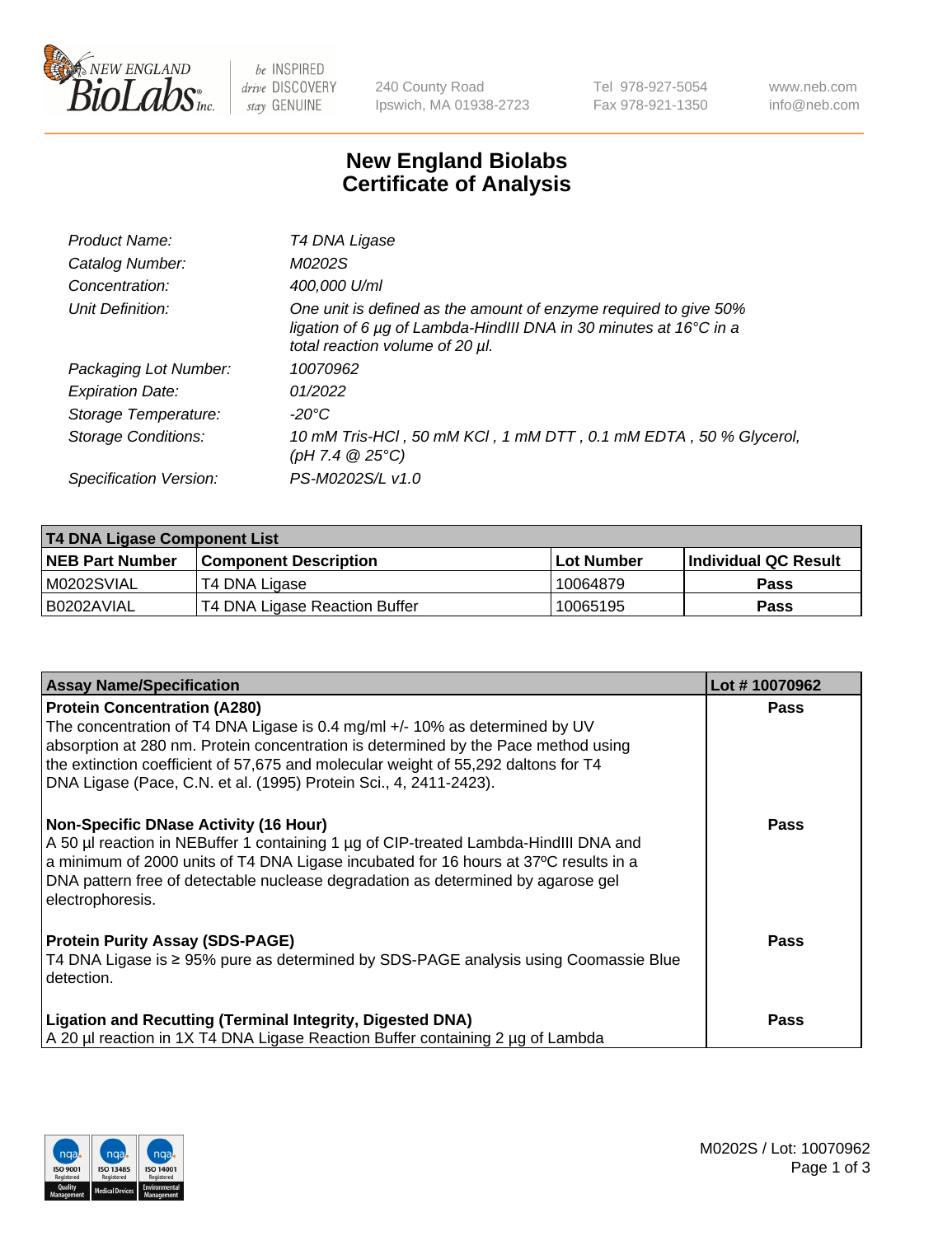# New England Biolabs Certificate of Analysis

| | |
|---|---|
| Product Name: | *T4 DNA Ligase* |
| Catalog Number: | *M0202S* |
| Concentration: | *400,000 U/ml* |
| Unit Definition: | *One unit is defined as the amount of enzyme required to give 50% ligation of 6 µg of Lambda-HindIII DNA in 30 minutes at 16°C in a total reaction volume of 20 µl.* |
| Packaging Lot Number: | *10070962* |
| Expiration Date: | *01/2022* |
| Storage Temperature: | *-20°C* |
| Storage Conditions: | *10 mM Tris-HCl , 50 mM KCl , 1 mM DTT , 0.1 mM EDTA , 50 % Glycerol, (pH 7.4 @ 25°C)* |
| Specification Version: | *PS-M0202S/L v1.0* |

| T4 DNA Ligase Component List | | | |
|---|---|---|---|
| **NEB Part Number** | **Component Description** | **Lot Number** | **Individual QC Result** |
| M0202SVIAL | T4 DNA Ligase | 10064879 | Pass |
| B0202AVIAL | T4 DNA Ligase Reaction Buffer | 10065195 | Pass |

| Assay Name/Specification | Lot # 10070962 |
|---|---|
| **Protein Concentration (A280)**<br>The concentration of T4 DNA Ligase is 0.4 mg/ml +/- 10% as determined by UV absorption at 280 nm. Protein concentration is determined by the Pace method using the extinction coefficient of 57,675 and molecular weight of 55,292 daltons for T4 DNA Ligase (Pace, C.N. et al. (1995) Protein Sci., 4, 2411-2423). | Pass |
| **Non-Specific DNase Activity (16 Hour)**<br>A 50 µl reaction in NEBuffer 1 containing 1 µg of CIP-treated Lambda-HindIII DNA and a minimum of 2000 units of T4 DNA Ligase incubated for 16 hours at 37ºC results in a DNA pattern free of detectable nuclease degradation as determined by agarose gel electrophoresis. | Pass |
| **Protein Purity Assay (SDS-PAGE)**<br>T4 DNA Ligase is ≥ 95% pure as determined by SDS-PAGE analysis using Coomassie Blue detection. | Pass |
| **Ligation and Recutting (Terminal Integrity, Digested DNA)**<br>A 20 µl reaction in 1X T4 DNA Ligase Reaction Buffer containing 2 µg of Lambda | Pass |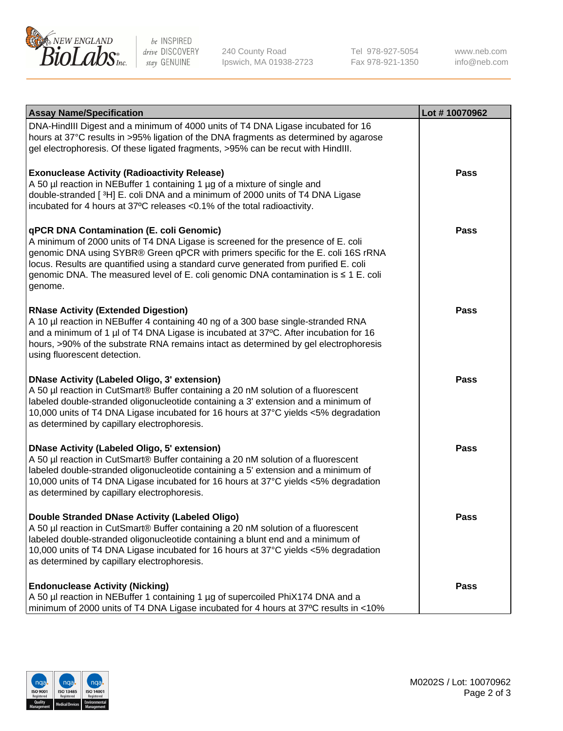| Assay Name/Specification | Lot # 10070962 |
| --- | --- |
| DNA-HindIII Digest and a minimum of 4000 units of T4 DNA Ligase incubated for 16 hours at 37°C results in >95% ligation of the DNA fragments as determined by agarose gel electrophoresis. Of these ligated fragments, >95% can be recut with HindIII. | |
| **Exonuclease Activity (Radioactivity Release)**<br>A 50 µl reaction in NEBuffer 1 containing 1 µg of a mixture of single and double-stranded [ $^3$H] E. coli DNA and a minimum of 2000 units of T4 DNA Ligase incubated for 4 hours at 37ºC releases <0.1% of the total radioactivity. | **Pass** |
| **qPCR DNA Contamination (E. coli Genomic)**<br>A minimum of 2000 units of T4 DNA Ligase is screened for the presence of E. coli genomic DNA using SYBR® Green qPCR with primers specific for the E. coli 16S rRNA locus. Results are quantified using a standard curve generated from purified E. coli genomic DNA. The measured level of E. coli genomic DNA contamination is ≤ 1 E. coli genome. | **Pass** |
| **RNase Activity (Extended Digestion)**<br>A 10 µl reaction in NEBuffer 4 containing 40 ng of a 300 base single-stranded RNA and a minimum of 1 µl of T4 DNA Ligase is incubated at 37ºC. After incubation for 16 hours, >90% of the substrate RNA remains intact as determined by gel electrophoresis using fluorescent detection. | **Pass** |
| **DNase Activity (Labeled Oligo, 3' extension)**<br>A 50 µl reaction in CutSmart® Buffer containing a 20 nM solution of a fluorescent labeled double-stranded oligonucleotide containing a 3' extension and a minimum of 10,000 units of T4 DNA Ligase incubated for 16 hours at 37°C yields <5% degradation as determined by capillary electrophoresis. | **Pass** |
| **DNase Activity (Labeled Oligo, 5' extension)**<br>A 50 µl reaction in CutSmart® Buffer containing a 20 nM solution of a fluorescent labeled double-stranded oligonucleotide containing a 5' extension and a minimum of 10,000 units of T4 DNA Ligase incubated for 16 hours at 37°C yields <5% degradation as determined by capillary electrophoresis. | **Pass** |
| **Double Stranded DNase Activity (Labeled Oligo)**<br>A 50 µl reaction in CutSmart® Buffer containing a 20 nM solution of a fluorescent labeled double-stranded oligonucleotide containing a blunt end and a minimum of 10,000 units of T4 DNA Ligase incubated for 16 hours at 37°C yields <5% degradation as determined by capillary electrophoresis. | **Pass** |
| **Endonuclease Activity (Nicking)**<br>A 50 µl reaction in NEBuffer 1 containing 1 µg of supercoiled PhiX174 DNA and a minimum of 2000 units of T4 DNA Ligase incubated for 4 hours at 37ºC results in <10% | **Pass** |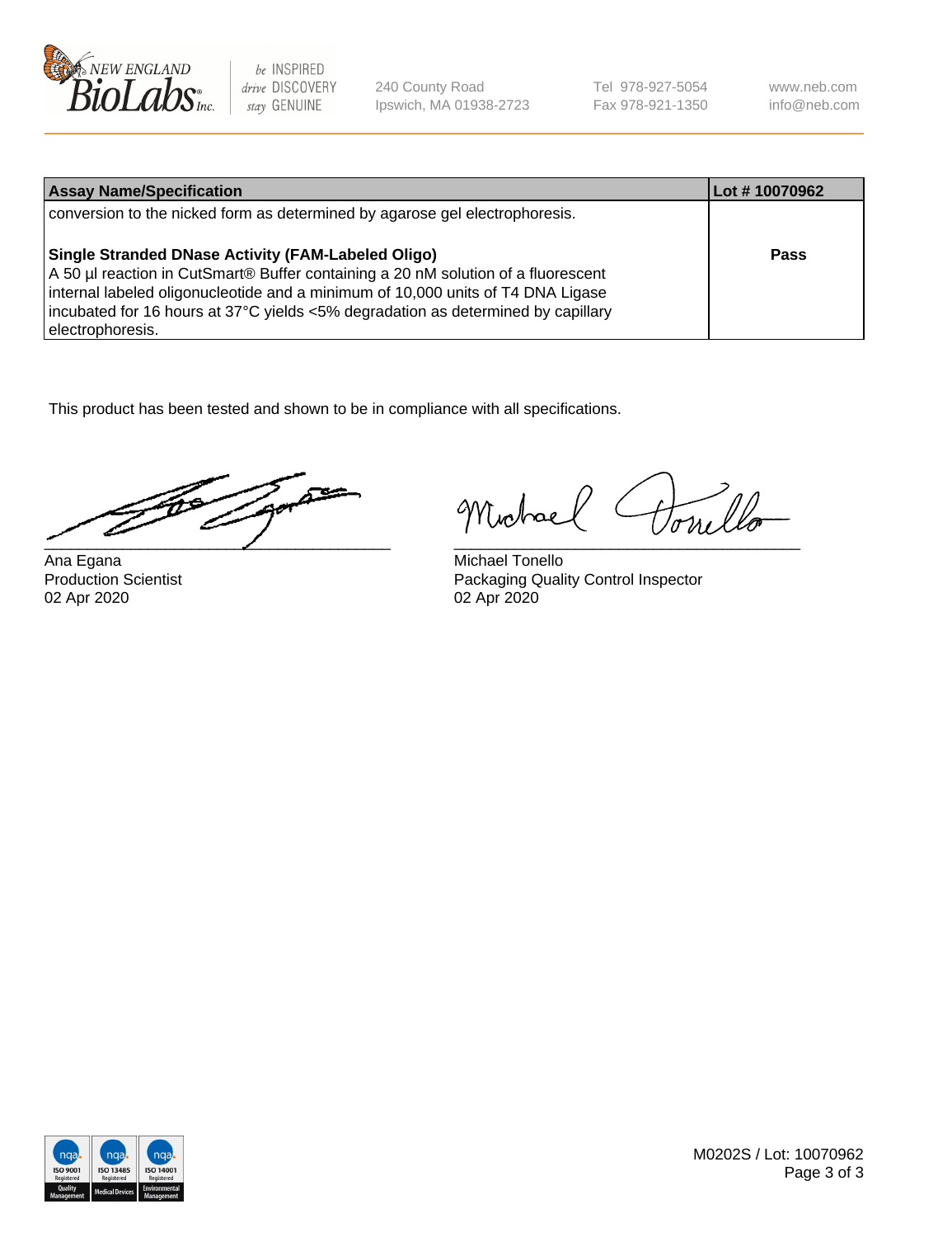| Assay Name/Specification | Lot # 10070962 |
|---|---|
| conversion to the nicked form as determined by agarose gel electrophoresis. | |
| **Single Stranded DNase Activity (FAM-Labeled Oligo)** A 50 µl reaction in CutSmart® Buffer containing a 20 nM solution of a fluorescent internal labeled oligonucleotide and a minimum of 10,000 units of T4 DNA Ligase incubated for 16 hours at 37°C yields <5% degradation as determined by capillary electrophoresis. | **Pass** |

This product has been tested and shown to be in compliance with all specifications.

Ana Egana
Production Scientist
02 Apr 2020

Michael Tonello
Packaging Quality Control Inspector
02 Apr 2020

M0202S / Lot: 10070962